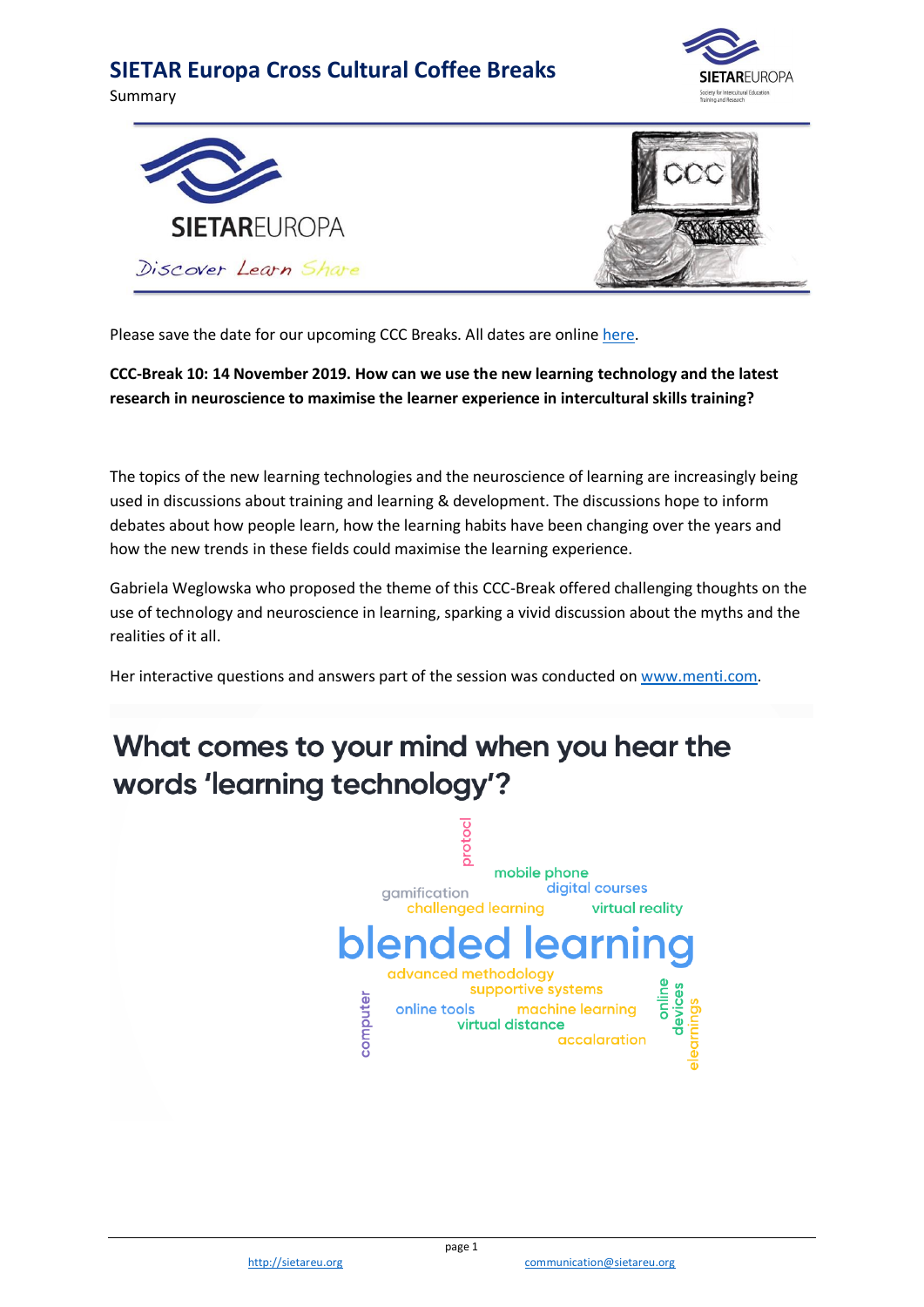# SIETAR Europa Cross Cultural Coffee Breaks

Summary

Please save the date for our upcoming CCC Breaks. All dates are online [here](#).

**CCC-Break 10: 14 November 2019. How can we use the new learning technology and the latest research in neuroscience to maximise the learner experience in intercultural skills training?**

The topics of the new learning technologies and the neuroscience of learning are increasingly being used in discussions about training and learning & development. The discussions hope to inform debates about how people learn, how the learning habits have been changing over the years and how the new trends in these fields could maximise the learning experience.

Gabriela Weglowska who proposed the theme of this CCC-Break offered challenging thoughts on the use of technology and neuroscience in learning, sparking a vivid discussion about the myths and the realities of it all.

Her interactive questions and answers part of the session was conducted on [www.menti.com](http://www.menti.com).

## What comes to your mind when you hear the words 'learning technology'?

protocl
mobile phone
gamification
digital courses
challenged learning
virtual reality
blended learning
advanced methodology
supportive systems
computer
online tools
machine learning
online devices
elearnings
virtual distance
accalaration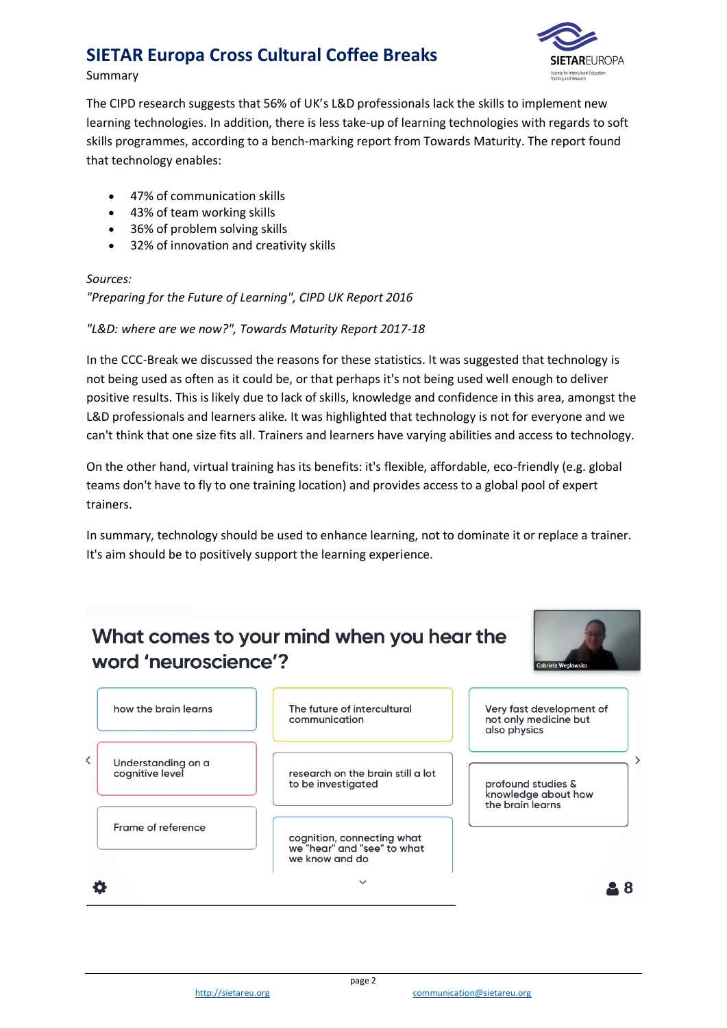The CIPD research suggests that 56% of UK's L&D professionals lack the skills to implement new learning technologies. In addition, there is less take-up of learning technologies with regards to soft skills programmes, according to a bench-marking report from Towards Maturity. The report found that technology enables:

- 47% of communication skills
- 43% of team working skills
- 36% of problem solving skills
- 32% of innovation and creativity skills

*Sources:*
*"Preparing for the Future of Learning", CIPD UK Report 2016*

*"L&D: where are we now?", Towards Maturity Report 2017-18*

In the CCC-Break we discussed the reasons for these statistics. It was suggested that technology is not being used as often as it could be, or that perhaps it's not being used well enough to deliver positive results. This is likely due to lack of skills, knowledge and confidence in this area, amongst the L&D professionals and learners alike. It was highlighted that technology is not for everyone and we can't think that one size fits all. Trainers and learners have varying abilities and access to technology.

On the other hand, virtual training has its benefits: it's flexible, affordable, eco-friendly (e.g. global teams don't have to fly to one training location) and provides access to a global pool of expert trainers.

In summary, technology should be used to enhance learning, not to dominate it or replace a trainer. It's aim should be to positively support the learning experience.

## What comes to your mind when you hear the word 'neuroscience'?

Gabriela Weglowska

- how the brain learns
- Understanding on a cognitive level
- Frame of reference
- The future of intercultural communication
- research on the brain still a lot to be investigated
- cognition, connecting what we "hear" and "see" to what we know and do
- Very fast development of not only medicine but also physics
- profound studies & knowledge about how the brain learns

8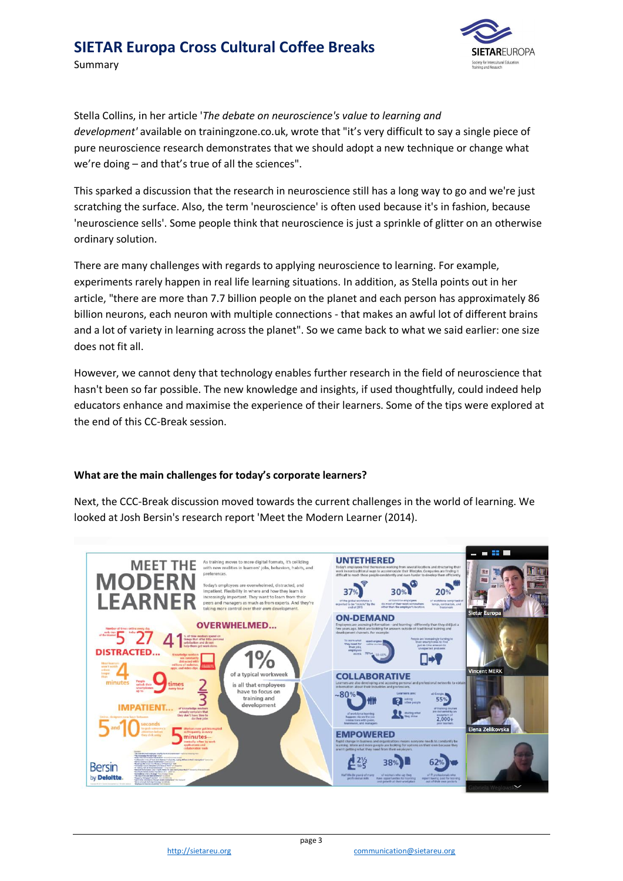Stella Collins, in her article '*The debate on neuroscience's value to learning and development*' available on trainingzone.co.uk, wrote that "it's very difficult to say a single piece of pure neuroscience research demonstrates that we should adopt a new technique or change what we're doing – and that's true of all the sciences".

This sparked a discussion that the research in neuroscience still has a long way to go and we're just scratching the surface. Also, the term 'neuroscience' is often used because it's in fashion, because 'neuroscience sells'. Some people think that neuroscience is just a sprinkle of glitter on an otherwise ordinary solution.

There are many challenges with regards to applying neuroscience to learning. For example, experiments rarely happen in real life learning situations. In addition, as Stella points out in her article, "there are more than 7.7 billion people on the planet and each person has approximately 86 billion neurons, each neuron with multiple connections - that makes an awful lot of different brains and a lot of variety in learning across the planet". So we came back to what we said earlier: one size does not fit all.

However, we cannot deny that technology enables further research in the field of neuroscience that hasn't been so far possible. The new knowledge and insights, if used thoughtfully, could indeed help educators enhance and maximise the experience of their learners. Some of the tips were explored at the end of this CC-Break session.

**What are the main challenges for today's corporate learners?**

Next, the CCC-Break discussion moved towards the current challenges in the world of learning. We looked at Josh Bersin's research report 'Meet the Modern Learner (2014).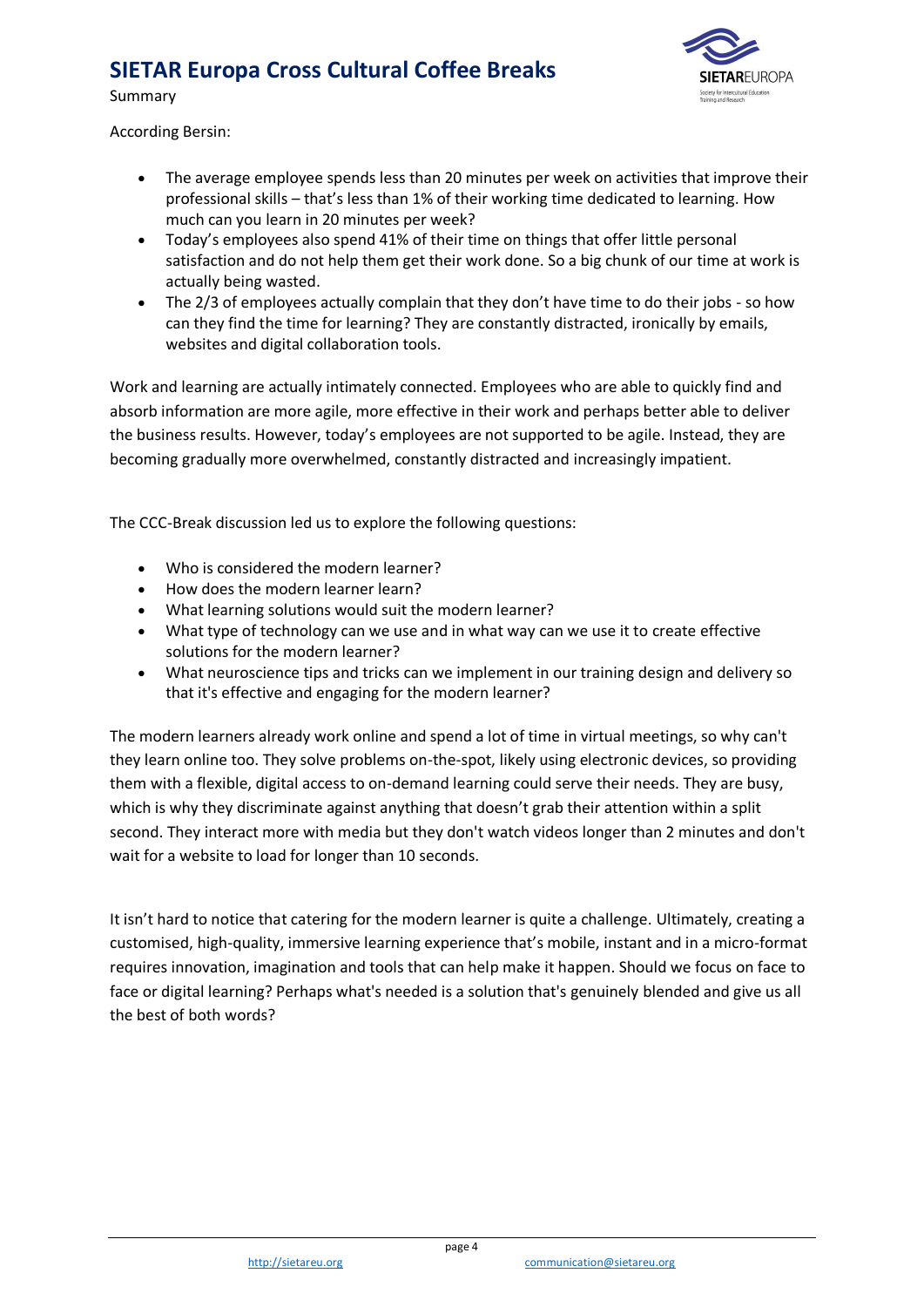According Bersin:

- The average employee spends less than 20 minutes per week on activities that improve their professional skills – that's less than 1% of their working time dedicated to learning. How much can you learn in 20 minutes per week?
- Today's employees also spend 41% of their time on things that offer little personal satisfaction and do not help them get their work done. So a big chunk of our time at work is actually being wasted.
- The 2/3 of employees actually complain that they don't have time to do their jobs - so how can they find the time for learning? They are constantly distracted, ironically by emails, websites and digital collaboration tools.

Work and learning are actually intimately connected. Employees who are able to quickly find and absorb information are more agile, more effective in their work and perhaps better able to deliver the business results. However, today's employees are not supported to be agile. Instead, they are becoming gradually more overwhelmed, constantly distracted and increasingly impatient.

The CCC-Break discussion led us to explore the following questions:

- Who is considered the modern learner?
- How does the modern learner learn?
- What learning solutions would suit the modern learner?
- What type of technology can we use and in what way can we use it to create effective solutions for the modern learner?
- What neuroscience tips and tricks can we implement in our training design and delivery so that it's effective and engaging for the modern learner?

The modern learners already work online and spend a lot of time in virtual meetings, so why can't they learn online too. They solve problems on-the-spot, likely using electronic devices, so providing them with a flexible, digital access to on-demand learning could serve their needs. They are busy, which is why they discriminate against anything that doesn't grab their attention within a split second. They interact more with media but they don't watch videos longer than 2 minutes and don't wait for a website to load for longer than 10 seconds.

It isn't hard to notice that catering for the modern learner is quite a challenge. Ultimately, creating a customised, high-quality, immersive learning experience that's mobile, instant and in a micro-format requires innovation, imagination and tools that can help make it happen. Should we focus on face to face or digital learning? Perhaps what's needed is a solution that's genuinely blended and give us all the best of both words?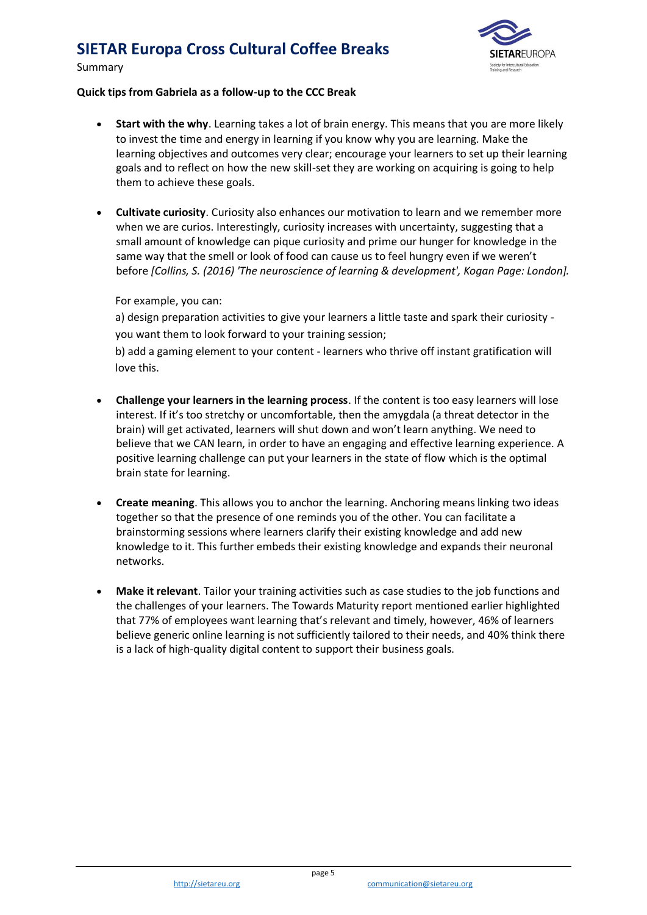**Quick tips from Gabriela as a follow-up to the CCC Break**

- **Start with the why**. Learning takes a lot of brain energy. This means that you are more likely to invest the time and energy in learning if you know why you are learning. Make the learning objectives and outcomes very clear; encourage your learners to set up their learning goals and to reflect on how the new skill-set they are working on acquiring is going to help them to achieve these goals.

- **Cultivate curiosity**. Curiosity also enhances our motivation to learn and we remember more when we are curios. Interestingly, curiosity increases with uncertainty, suggesting that a small amount of knowledge can pique curiosity and prime our hunger for knowledge in the same way that the smell or look of food can cause us to feel hungry even if we weren't before *[Collins, S. (2016) 'The neuroscience of learning & development', Kogan Page: London].*

  For example, you can:

  a) design preparation activities to give your learners a little taste and spark their curiosity - you want them to look forward to your training session;

  b) add a gaming element to your content - learners who thrive off instant gratification will love this.

- **Challenge your learners in the learning process**. If the content is too easy learners will lose interest. If it's too stretchy or uncomfortable, then the amygdala (a threat detector in the brain) will get activated, learners will shut down and won't learn anything. We need to believe that we CAN learn, in order to have an engaging and effective learning experience. A positive learning challenge can put your learners in the state of flow which is the optimal brain state for learning.

- **Create meaning**. This allows you to anchor the learning. Anchoring means linking two ideas together so that the presence of one reminds you of the other. You can facilitate a brainstorming sessions where learners clarify their existing knowledge and add new knowledge to it. This further embeds their existing knowledge and expands their neuronal networks.

- **Make it relevant**. Tailor your training activities such as case studies to the job functions and the challenges of your learners. The Towards Maturity report mentioned earlier highlighted that 77% of employees want learning that's relevant and timely, however, 46% of learners believe generic online learning is not sufficiently tailored to their needs, and 40% think there is a lack of high-quality digital content to support their business goals.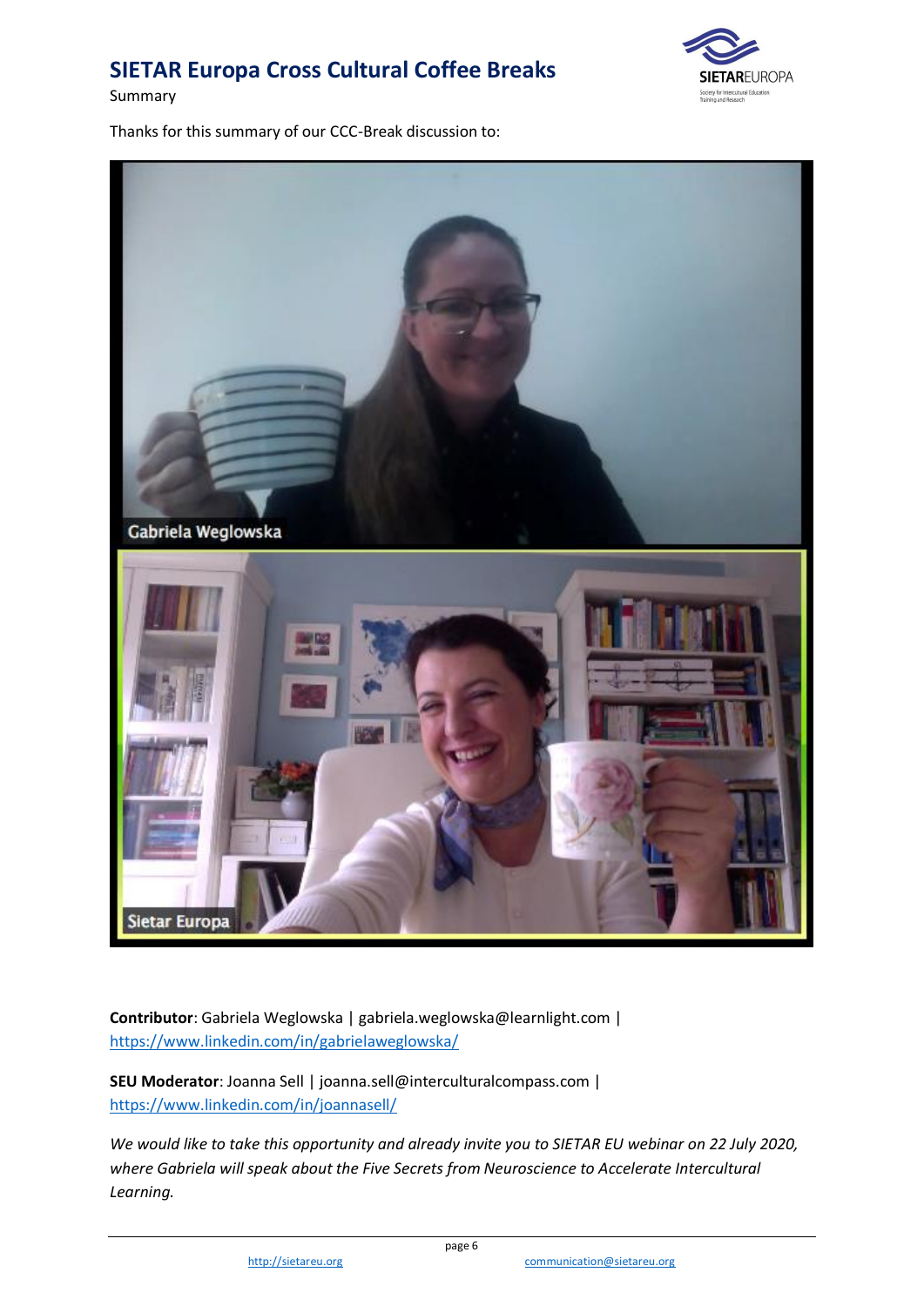Thanks for this summary of our CCC-Break discussion to:

**Contributor**: Gabriela Weglowska | gabriela.weglowska@learnlight.com | https://www.linkedin.com/in/gabrielaweglowska/

**SEU Moderator**: Joanna Sell | joanna.sell@interculturalcompass.com | https://www.linkedin.com/in/joannasell/

*We would like to take this opportunity and already invite you to SIETAR EU webinar on 22 July 2020, where Gabriela will speak about the Five Secrets from Neuroscience to Accelerate Intercultural Learning.*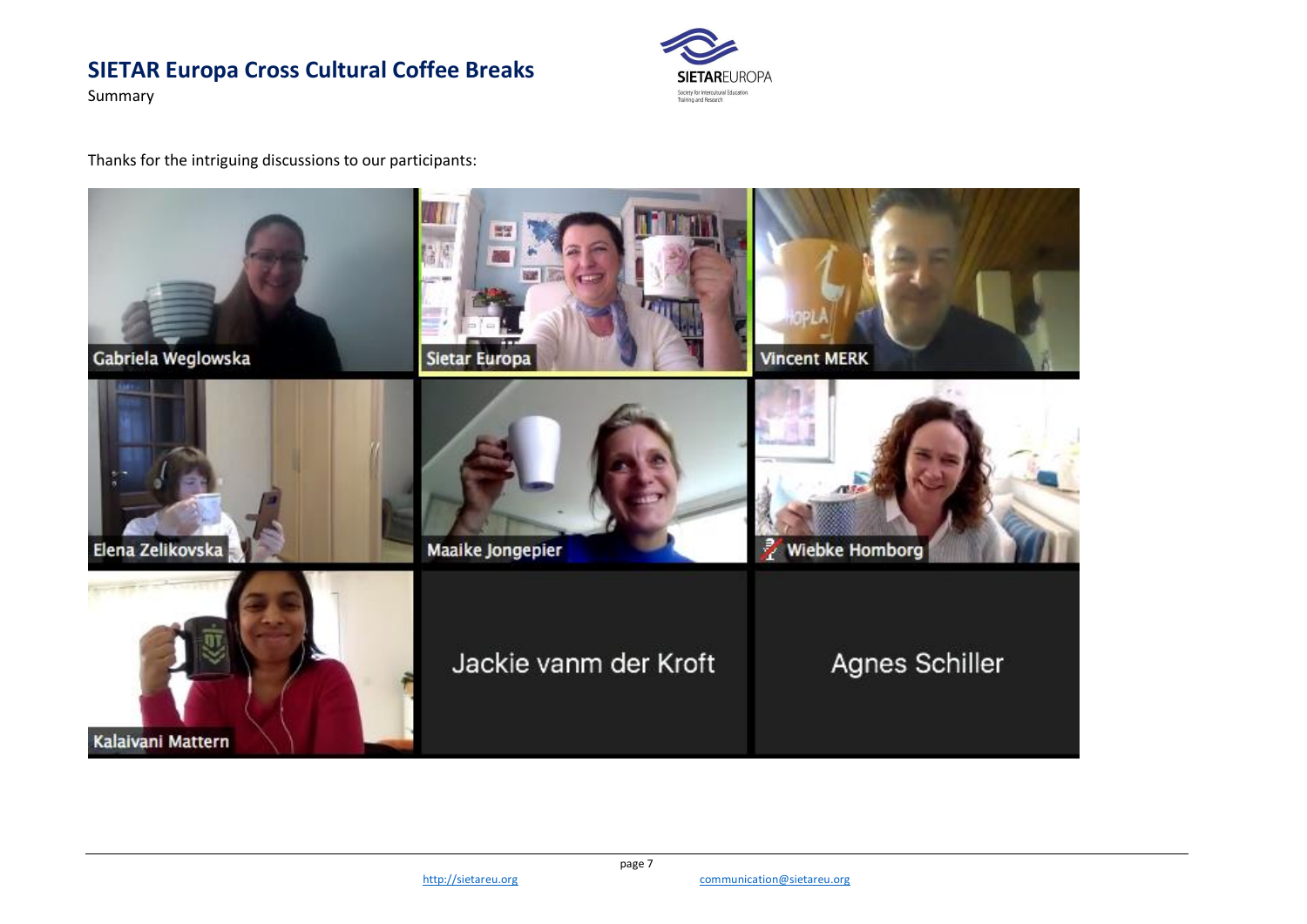# SIETAR Europa Cross Cultural Coffee Breaks

Summary

Thanks for the intriguing discussions to our participants:

Gabriela Weglowska

Sietar Europa

Vincent MERK

Elena Zelikovska

Maaike Jongepier

Wiebke Homborg

Kalaivani Mattern

Jackie vanm der Kroft

Agnes Schiller

http://sietareu.org communication@sietareu.org